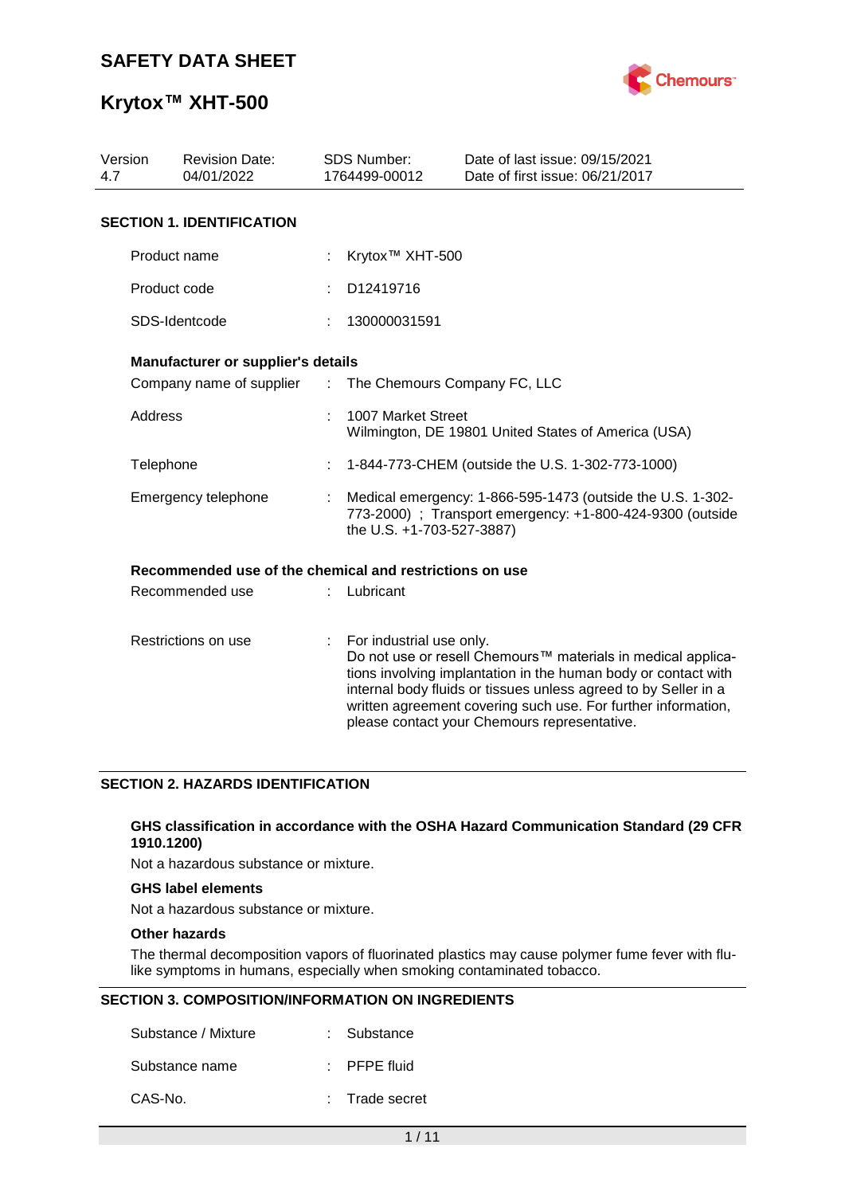# SAFETY DATA SHEET

# Krytox™ XHT-500

| Version | Revision Date: | SDS Number: | Date of last issue: 09/15/2021 |
|---|---|---|---|
| 4.7 | 04/01/2022 | 1764499-00012 | Date of first issue: 06/21/2017 |

## SECTION 1. IDENTIFICATION

| | | |
|---|---|---|
| Product name | : | Krytox™ XHT-500 |
| Product code | : | D12419716 |
| SDS-Identcode | : | 130000031591 |

**Manufacturer or supplier's details**

| | | |
|---|---|---|
| Company name of supplier | : | The Chemours Company FC, LLC |
| Address | : | 1007 Market Street<br>Wilmington, DE 19801 United States of America (USA) |
| Telephone | : | 1-844-773-CHEM (outside the U.S. 1-302-773-1000) |
| Emergency telephone | : | Medical emergency: 1-866-595-1473 (outside the U.S. 1-302-773-2000) ; Transport emergency: +1-800-424-9300 (outside the U.S. +1-703-527-3887) |

**Recommended use of the chemical and restrictions on use**

| | | |
|---|---|---|
| Recommended use | : | Lubricant |
| Restrictions on use | : | For industrial use only.<br>Do not use or resell Chemours™ materials in medical applications involving implantation in the human body or contact with internal body fluids or tissues unless agreed to by Seller in a written agreement covering such use. For further information, please contact your Chemours representative. |

## SECTION 2. HAZARDS IDENTIFICATION

**GHS classification in accordance with the OSHA Hazard Communication Standard (29 CFR 1910.1200)**

Not a hazardous substance or mixture.

**GHS label elements**

Not a hazardous substance or mixture.

**Other hazards**

The thermal decomposition vapors of fluorinated plastics may cause polymer fume fever with flu-like symptoms in humans, especially when smoking contaminated tobacco.

## SECTION 3. COMPOSITION/INFORMATION ON INGREDIENTS

| | | |
|---|---|---|
| Substance / Mixture | : | Substance |
| Substance name | : | PFPE fluid |
| CAS-No. | : | Trade secret |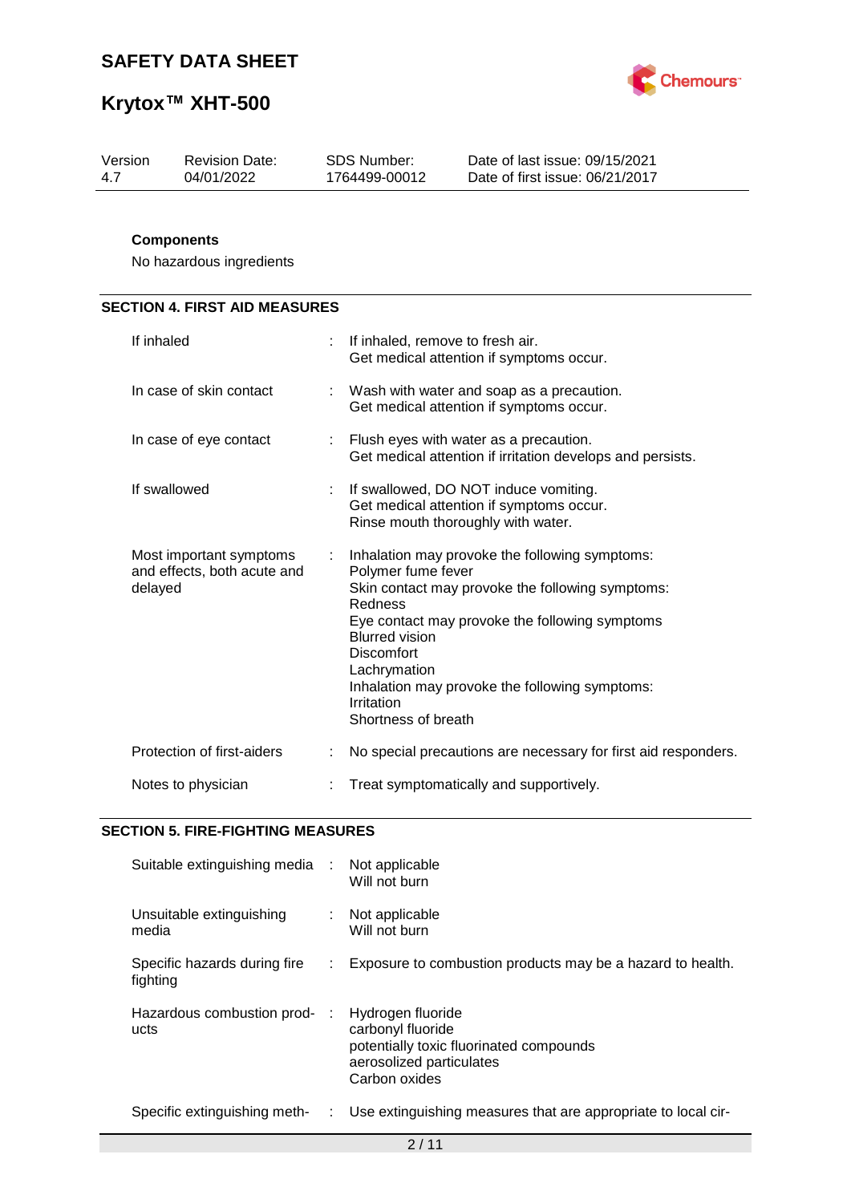**Components**

No hazardous ingredients

## SECTION 4. FIRST AID MEASURES

| | | |
|---|---|---|
| If inhaled | : | If inhaled, remove to fresh air.<br>Get medical attention if symptoms occur. |
| In case of skin contact | : | Wash with water and soap as a precaution.<br>Get medical attention if symptoms occur. |
| In case of eye contact | : | Flush eyes with water as a precaution.<br>Get medical attention if irritation develops and persists. |
| If swallowed | : | If swallowed, DO NOT induce vomiting.<br>Get medical attention if symptoms occur.<br>Rinse mouth thoroughly with water. |
| Most important symptoms and effects, both acute and delayed | : | Inhalation may provoke the following symptoms:<br>Polymer fume fever<br>Skin contact may provoke the following symptoms:<br>Redness<br>Eye contact may provoke the following symptoms<br>Blurred vision<br>Discomfort<br>Lachrymation<br>Inhalation may provoke the following symptoms:<br>Irritation<br>Shortness of breath |
| Protection of first-aiders | : | No special precautions are necessary for first aid responders. |
| Notes to physician | : | Treat symptomatically and supportively. |

## SECTION 5. FIRE-FIGHTING MEASURES

| | | |
|---|---|---|
| Suitable extinguishing media | : | Not applicable<br>Will not burn |
| Unsuitable extinguishing media | : | Not applicable<br>Will not burn |
| Specific hazards during fire fighting | : | Exposure to combustion products may be a hazard to health. |
| Hazardous combustion products | : | Hydrogen fluoride<br>carbonyl fluoride<br>potentially toxic fluorinated compounds<br>aerosolized particulates<br>Carbon oxides |
| Specific extinguishing meth- | : | Use extinguishing measures that are appropriate to local cir- |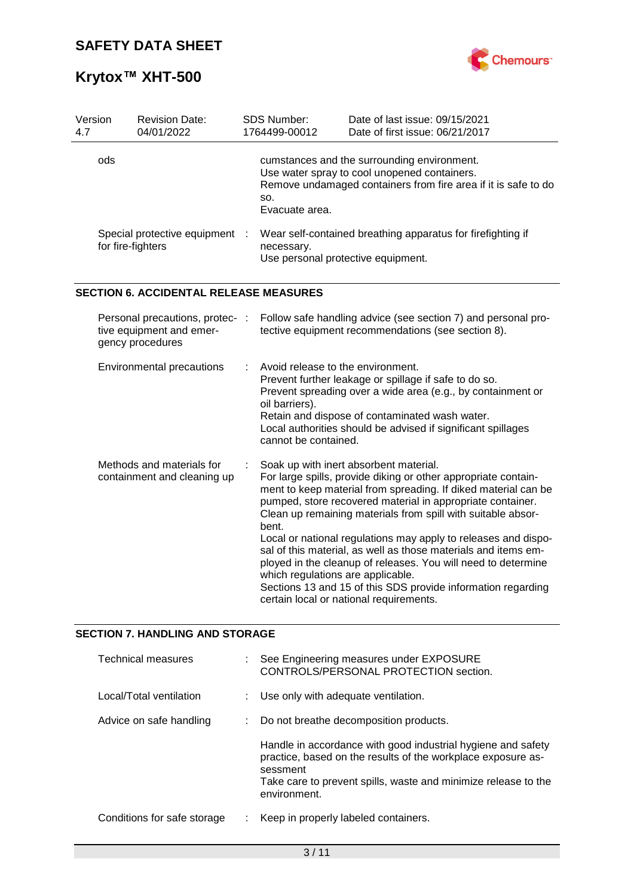| | |
|---|---|
| ods | cumstances and the surrounding environment.<br>Use water spray to cool unopened containers.<br>Remove undamaged containers from fire area if it is safe to do so.<br>Evacuate area. |
| Special protective equipment for fire-fighters | : Wear self-contained breathing apparatus for firefighting if necessary.<br>Use personal protective equipment. |

## SECTION 6. ACCIDENTAL RELEASE MEASURES

| | |
|---|---|
| Personal precautions, protective equipment and emergency procedures | : Follow safe handling advice (see section 7) and personal protective equipment recommendations (see section 8). |
| Environmental precautions | : Avoid release to the environment.<br>Prevent further leakage or spillage if safe to do so.<br>Prevent spreading over a wide area (e.g., by containment or oil barriers).<br>Retain and dispose of contaminated wash water.<br>Local authorities should be advised if significant spillages cannot be contained. |
| Methods and materials for containment and cleaning up | : Soak up with inert absorbent material.<br>For large spills, provide diking or other appropriate containment to keep material from spreading. If diked material can be pumped, store recovered material in appropriate container.<br>Clean up remaining materials from spill with suitable absorbent.<br>Local or national regulations may apply to releases and disposal of this material, as well as those materials and items employed in the cleanup of releases. You will need to determine which regulations are applicable.<br>Sections 13 and 15 of this SDS provide information regarding certain local or national requirements. |

## SECTION 7. HANDLING AND STORAGE

| | |
|---|---|
| Technical measures | : See Engineering measures under EXPOSURE CONTROLS/PERSONAL PROTECTION section. |
| Local/Total ventilation | : Use only with adequate ventilation. |
| Advice on safe handling | : Do not breathe decomposition products.<br><br>Handle in accordance with good industrial hygiene and safety practice, based on the results of the workplace exposure assessment<br>Take care to prevent spills, waste and minimize release to the environment. |
| Conditions for safe storage | : Keep in properly labeled containers. |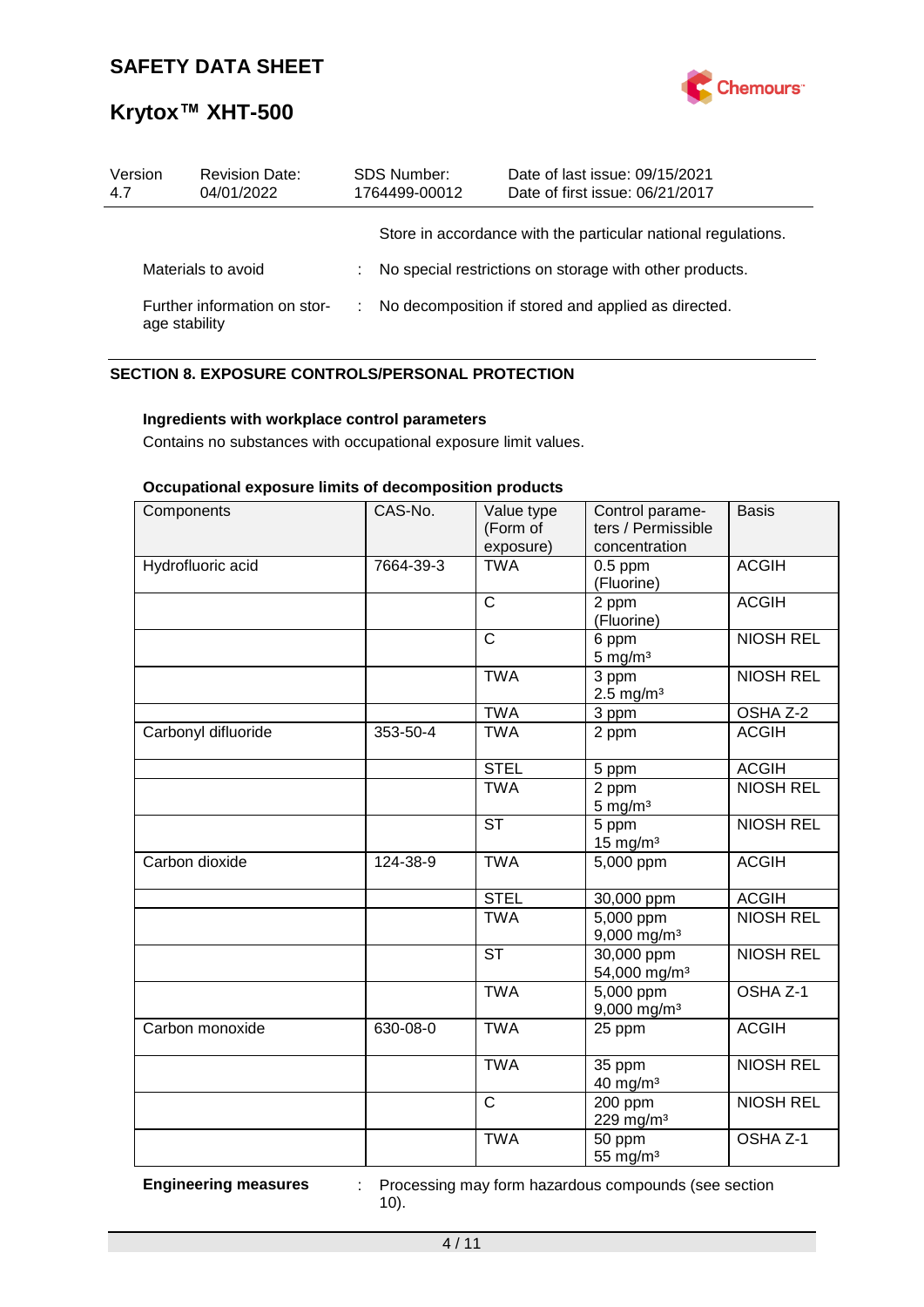Store in accordance with the particular national regulations.

Materials to avoid : No special restrictions on storage with other products.

Further information on storage stability : No decomposition if stored and applied as directed.

## SECTION 8. EXPOSURE CONTROLS/PERSONAL PROTECTION

**Ingredients with workplace control parameters**

Contains no substances with occupational exposure limit values.

**Occupational exposure limits of decomposition products**

| Components | CAS-No. | Value type (Form of exposure) | Control parameters / Permissible concentration | Basis |
|---|---|---|---|---|
| Hydrofluoric acid | 7664-39-3 | TWA | 0.5 ppm (Fluorine) | ACGIH |
| | | C | 2 ppm (Fluorine) | ACGIH |
| | | C | 6 ppm 5 mg/m³ | NIOSH REL |
| | | TWA | 3 ppm 2.5 mg/m³ | NIOSH REL |
| | | TWA | 3 ppm | OSHA Z-2 |
| Carbonyl difluoride | 353-50-4 | TWA | 2 ppm | ACGIH |
| | | STEL | 5 ppm | ACGIH |
| | | TWA | 2 ppm 5 mg/m³ | NIOSH REL |
| | | ST | 5 ppm 15 mg/m³ | NIOSH REL |
| Carbon dioxide | 124-38-9 | TWA | 5,000 ppm | ACGIH |
| | | STEL | 30,000 ppm | ACGIH |
| | | TWA | 5,000 ppm 9,000 mg/m³ | NIOSH REL |
| | | ST | 30,000 ppm 54,000 mg/m³ | NIOSH REL |
| | | TWA | 5,000 ppm 9,000 mg/m³ | OSHA Z-1 |
| Carbon monoxide | 630-08-0 | TWA | 25 ppm | ACGIH |
| | | TWA | 35 ppm 40 mg/m³ | NIOSH REL |
| | | C | 200 ppm 229 mg/m³ | NIOSH REL |
| | | TWA | 50 ppm 55 mg/m³ | OSHA Z-1 |

**Engineering measures** : Processing may form hazardous compounds (see section 10).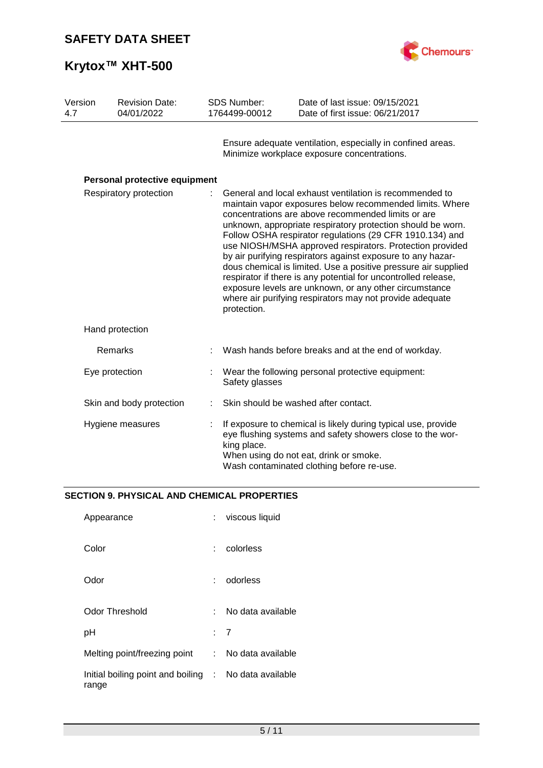Ensure adequate ventilation, especially in confined areas. Minimize workplace exposure concentrations.

**Personal protective equipment**

| | | |
|---|---|---|
| Respiratory protection | : | General and local exhaust ventilation is recommended to maintain vapor exposures below recommended limits. Where concentrations are above recommended limits or are unknown, appropriate respiratory protection should be worn. Follow OSHA respirator regulations (29 CFR 1910.134) and use NIOSH/MSHA approved respirators. Protection provided by air purifying respirators against exposure to any hazardous chemical is limited. Use a positive pressure air supplied respirator if there is any potential for uncontrolled release, exposure levels are unknown, or any other circumstance where air purifying respirators may not provide adequate protection. |
| Hand protection | | |
| Remarks | : | Wash hands before breaks and at the end of workday. |
| Eye protection | : | Wear the following personal protective equipment: Safety glasses |
| Skin and body protection | : | Skin should be washed after contact. |
| Hygiene measures | : | If exposure to chemical is likely during typical use, provide eye flushing systems and safety showers close to the working place. When using do not eat, drink or smoke. Wash contaminated clothing before re-use. |

## SECTION 9. PHYSICAL AND CHEMICAL PROPERTIES

| | | |
|---|---|---|
| Appearance | : | viscous liquid |
| Color | : | colorless |
| Odor | : | odorless |
| Odor Threshold | : | No data available |
| pH | : | 7 |
| Melting point/freezing point | : | No data available |
| Initial boiling point and boiling range | : | No data available |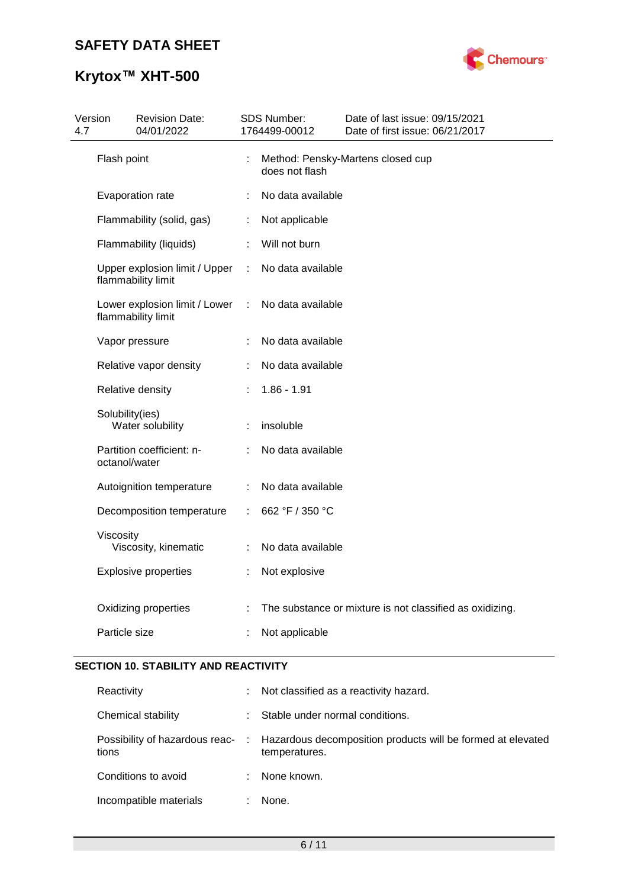| Version 4.7 | Revision Date: 04/01/2022 | SDS Number: 1764499-00012 | Date of last issue: 09/15/2021 Date of first issue: 06/21/2017 |
|---|---|---|---|

| | | |
|---|---|---|
| Flash point | : | Method: Pensky-Martens closed cup does not flash |
| Evaporation rate | : | No data available |
| Flammability (solid, gas) | : | Not applicable |
| Flammability (liquids) | : | Will not burn |
| Upper explosion limit / Upper flammability limit | : | No data available |
| Lower explosion limit / Lower flammability limit | : | No data available |
| Vapor pressure | : | No data available |
| Relative vapor density | : | No data available |
| Relative density | : | 1.86 - 1.91 |
| Solubility(ies) Water solubility | : | insoluble |
| Partition coefficient: n-octanol/water | : | No data available |
| Autoignition temperature | : | No data available |
| Decomposition temperature | : | 662 °F / 350 °C |
| Viscosity Viscosity, kinematic | : | No data available |
| Explosive properties | : | Not explosive |
| Oxidizing properties | : | The substance or mixture is not classified as oxidizing. |
| Particle size | : | Not applicable |

## SECTION 10. STABILITY AND REACTIVITY

| | | |
|---|---|---|
| Reactivity | : | Not classified as a reactivity hazard. |
| Chemical stability | : | Stable under normal conditions. |
| Possibility of hazardous reactions | : | Hazardous decomposition products will be formed at elevated temperatures. |
| Conditions to avoid | : | None known. |
| Incompatible materials | : | None. |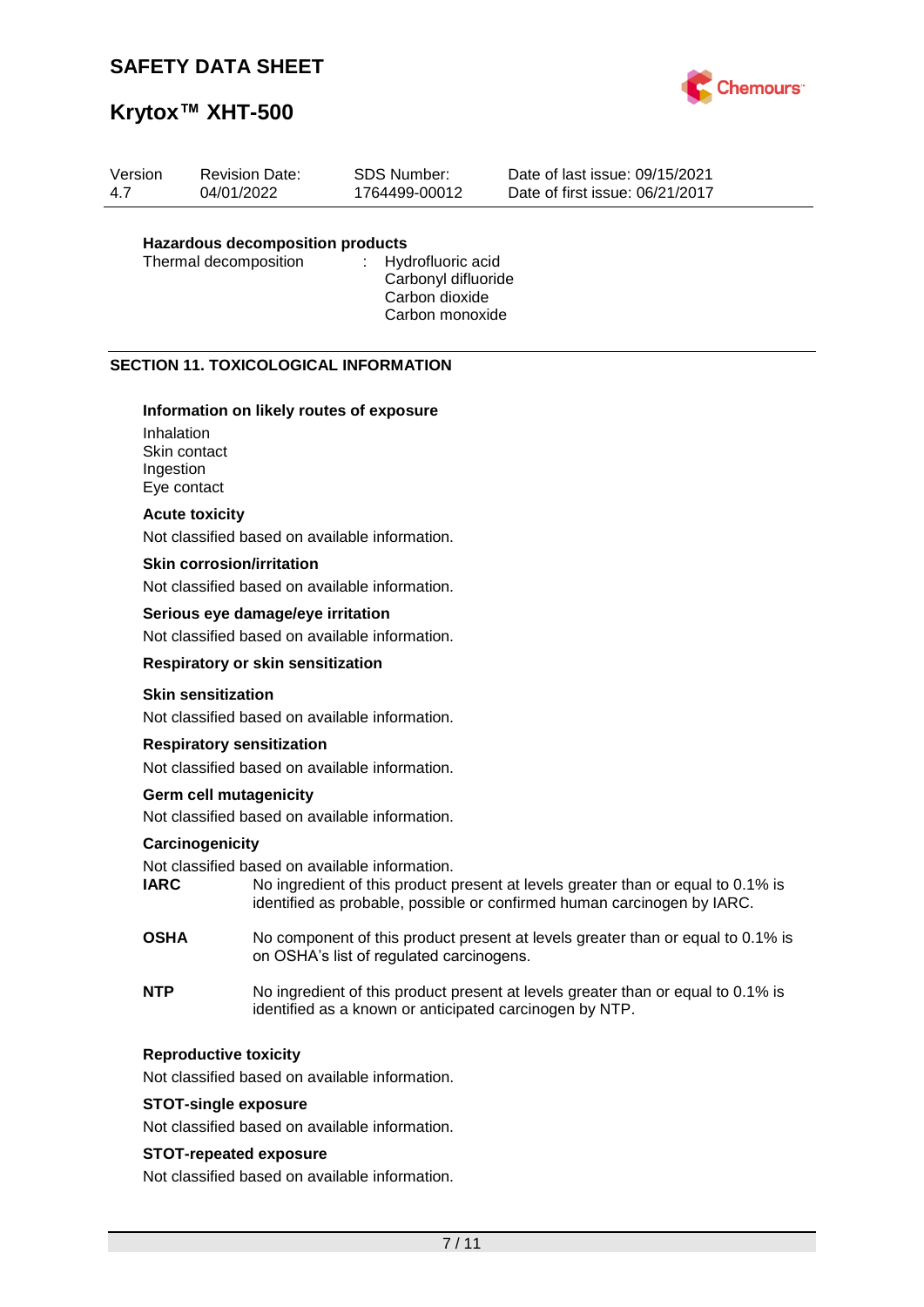| Version | Revision Date: | SDS Number: | Date of last issue: 09/15/2021 |
| --- | --- | --- | --- |
| 4.7 | 04/01/2022 | 1764499-00012 | Date of first issue: 06/21/2017 |

**Hazardous decomposition products**

Thermal decomposition : Hydrofluoric acid
Carbonyl difluoride
Carbon dioxide
Carbon monoxide

## SECTION 11. TOXICOLOGICAL INFORMATION

**Information on likely routes of exposure**

Inhalation
Skin contact
Ingestion
Eye contact

**Acute toxicity**

Not classified based on available information.

**Skin corrosion/irritation**

Not classified based on available information.

**Serious eye damage/eye irritation**

Not classified based on available information.

**Respiratory or skin sensitization**

**Skin sensitization**

Not classified based on available information.

**Respiratory sensitization**

Not classified based on available information.

**Germ cell mutagenicity**

Not classified based on available information.

**Carcinogenicity**

Not classified based on available information.

**IARC** No ingredient of this product present at levels greater than or equal to 0.1% is identified as probable, possible or confirmed human carcinogen by IARC.

**OSHA** No component of this product present at levels greater than or equal to 0.1% is on OSHA's list of regulated carcinogens.

**NTP** No ingredient of this product present at levels greater than or equal to 0.1% is identified as a known or anticipated carcinogen by NTP.

**Reproductive toxicity**

Not classified based on available information.

**STOT-single exposure**

Not classified based on available information.

**STOT-repeated exposure**

Not classified based on available information.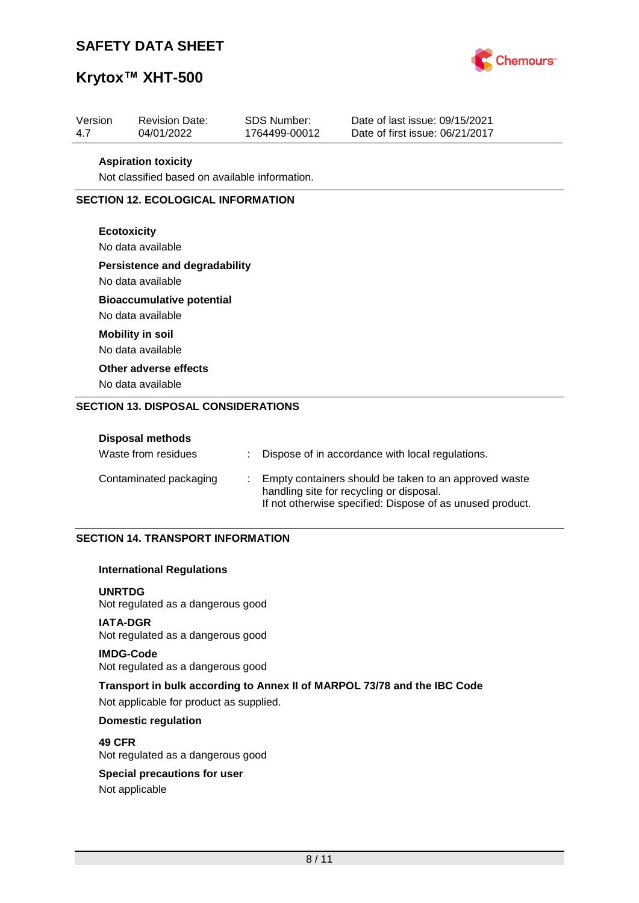**Aspiration toxicity**

Not classified based on available information.

## SECTION 12. ECOLOGICAL INFORMATION

**Ecotoxicity**

No data available

**Persistence and degradability**

No data available

**Bioaccumulative potential**

No data available

**Mobility in soil**

No data available

**Other adverse effects**

No data available

## SECTION 13. DISPOSAL CONSIDERATIONS

**Disposal methods**

| | | |
|---|---|---|
| Waste from residues | : | Dispose of in accordance with local regulations. |
| Contaminated packaging | : | Empty containers should be taken to an approved waste handling site for recycling or disposal.<br>If not otherwise specified: Dispose of as unused product. |

## SECTION 14. TRANSPORT INFORMATION

**International Regulations**

**UNRTDG**
Not regulated as a dangerous good

**IATA-DGR**
Not regulated as a dangerous good

**IMDG-Code**
Not regulated as a dangerous good

**Transport in bulk according to Annex II of MARPOL 73/78 and the IBC Code**

Not applicable for product as supplied.

**Domestic regulation**

**49 CFR**
Not regulated as a dangerous good

**Special precautions for user**

Not applicable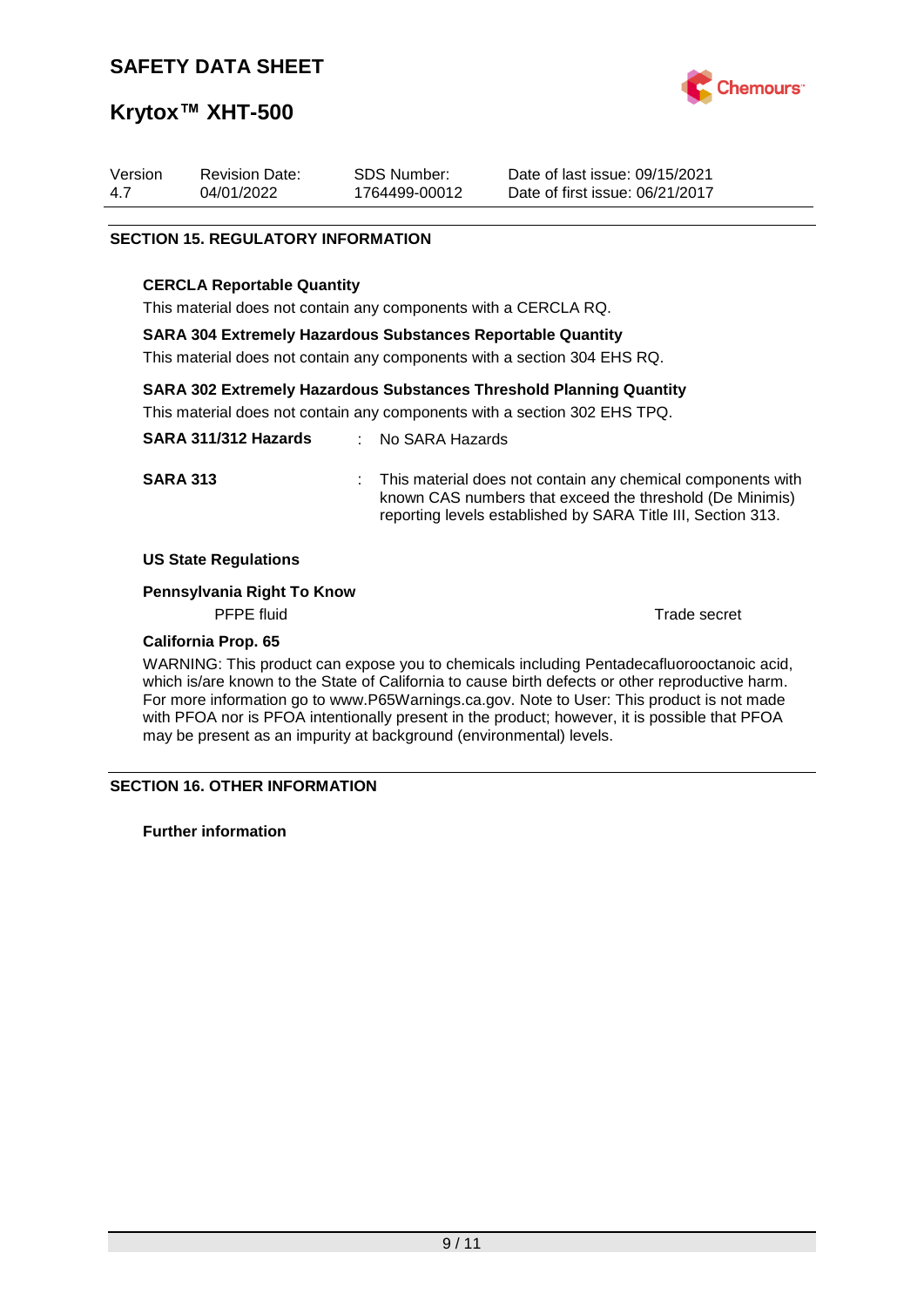| Version | Revision Date: | SDS Number: | Date of last issue: 09/15/2021 |
|---|---|---|---|
| 4.7 | 04/01/2022 | 1764499-00012 | Date of first issue: 06/21/2017 |

## SECTION 15. REGULATORY INFORMATION

**CERCLA Reportable Quantity**

This material does not contain any components with a CERCLA RQ.

**SARA 304 Extremely Hazardous Substances Reportable Quantity**

This material does not contain any components with a section 304 EHS RQ.

**SARA 302 Extremely Hazardous Substances Threshold Planning Quantity**

This material does not contain any components with a section 302 EHS TPQ.

**SARA 311/312 Hazards** : No SARA Hazards

**SARA 313** : This material does not contain any chemical components with known CAS numbers that exceed the threshold (De Minimis) reporting levels established by SARA Title III, Section 313.

**US State Regulations**

**Pennsylvania Right To Know**

| | |
|---|---|
| PFPE fluid | Trade secret |

**California Prop. 65**

WARNING: This product can expose you to chemicals including Pentadecafluorooctanoic acid, which is/are known to the State of California to cause birth defects or other reproductive harm. For more information go to www.P65Warnings.ca.gov. Note to User: This product is not made with PFOA nor is PFOA intentionally present in the product; however, it is possible that PFOA may be present as an impurity at background (environmental) levels.

## SECTION 16. OTHER INFORMATION

**Further information**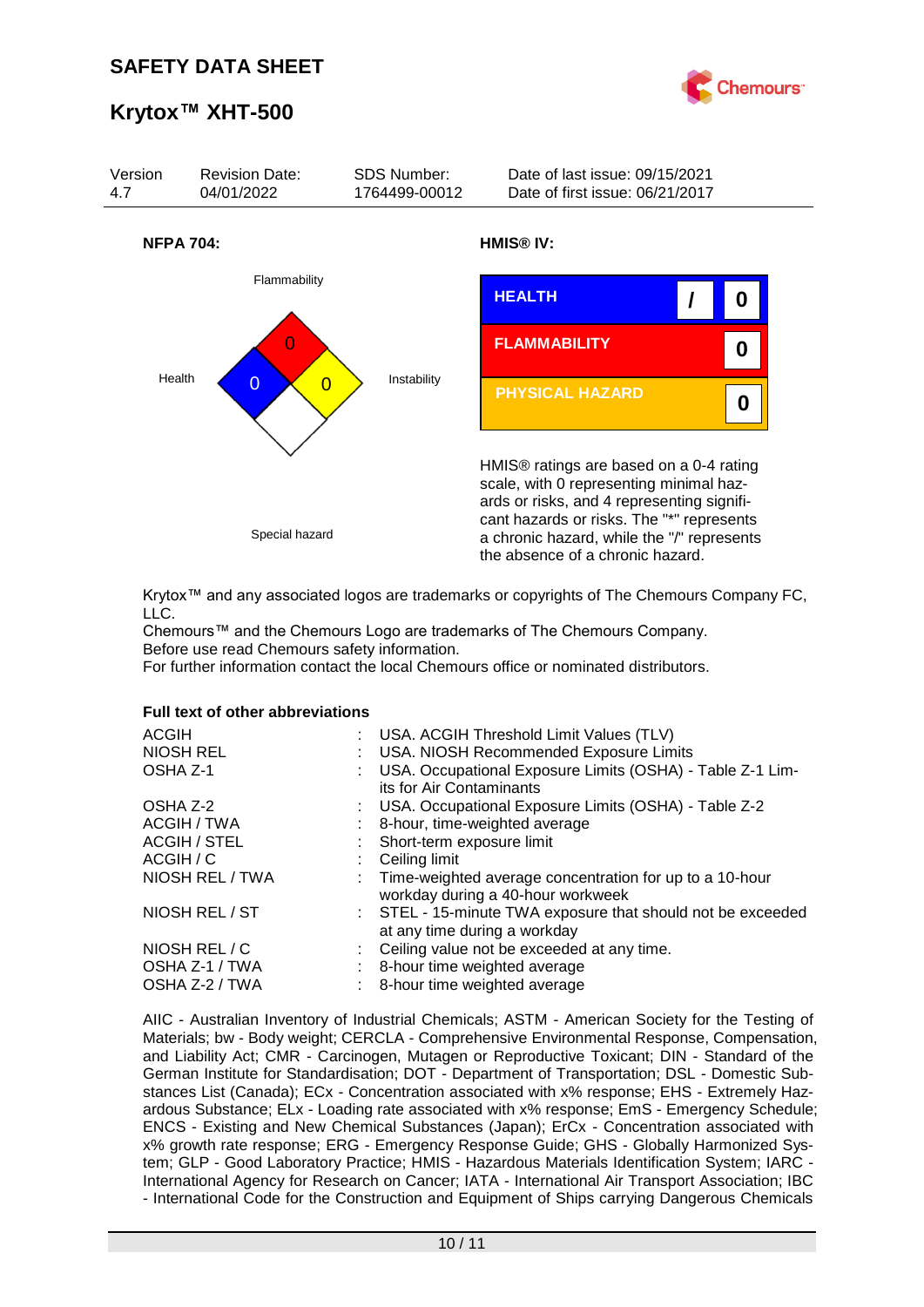| Version | Revision Date: | SDS Number: | Date of last issue: 09/15/2021 |
|---|---|---|---|
| 4.7 | 04/01/2022 | 1764499-00012 | Date of first issue: 06/21/2017 |

**NFPA 704:**

Flammability: 0
Health: 0
Instability: 0
Special hazard

**HMIS® IV:**

| | | |
|---|---|---|
| HEALTH | / | 0 |
| FLAMMABILITY | | 0 |
| PHYSICAL HAZARD | | 0 |

HMIS® ratings are based on a 0-4 rating scale, with 0 representing minimal hazards or risks, and 4 representing significant hazards or risks. The "*" represents a chronic hazard, while the "/" represents the absence of a chronic hazard.

Krytox™ and any associated logos are trademarks or copyrights of The Chemours Company FC, LLC.
Chemours™ and the Chemours Logo are trademarks of The Chemours Company.
Before use read Chemours safety information.
For further information contact the local Chemours office or nominated distributors.

**Full text of other abbreviations**

| | | |
|---|---|---|
| ACGIH | : | USA. ACGIH Threshold Limit Values (TLV) |
| NIOSH REL | : | USA. NIOSH Recommended Exposure Limits |
| OSHA Z-1 | : | USA. Occupational Exposure Limits (OSHA) - Table Z-1 Limits for Air Contaminants |
| OSHA Z-2 | : | USA. Occupational Exposure Limits (OSHA) - Table Z-2 |
| ACGIH / TWA | : | 8-hour, time-weighted average |
| ACGIH / STEL | : | Short-term exposure limit |
| ACGIH / C | : | Ceiling limit |
| NIOSH REL / TWA | : | Time-weighted average concentration for up to a 10-hour workday during a 40-hour workweek |
| NIOSH REL / ST | : | STEL - 15-minute TWA exposure that should not be exceeded at any time during a workday |
| NIOSH REL / C | : | Ceiling value not be exceeded at any time. |
| OSHA Z-1 / TWA | : | 8-hour time weighted average |
| OSHA Z-2 / TWA | : | 8-hour time weighted average |

AIIC - Australian Inventory of Industrial Chemicals; ASTM - American Society for the Testing of Materials; bw - Body weight; CERCLA - Comprehensive Environmental Response, Compensation, and Liability Act; CMR - Carcinogen, Mutagen or Reproductive Toxicant; DIN - Standard of the German Institute for Standardisation; DOT - Department of Transportation; DSL - Domestic Substances List (Canada); ECx - Concentration associated with x% response; EHS - Extremely Hazardous Substance; ELx - Loading rate associated with x% response; EmS - Emergency Schedule; ENCS - Existing and New Chemical Substances (Japan); ErCx - Concentration associated with x% growth rate response; ERG - Emergency Response Guide; GHS - Globally Harmonized System; GLP - Good Laboratory Practice; HMIS - Hazardous Materials Identification System; IARC - International Agency for Research on Cancer; IATA - International Air Transport Association; IBC - International Code for the Construction and Equipment of Ships carrying Dangerous Chemicals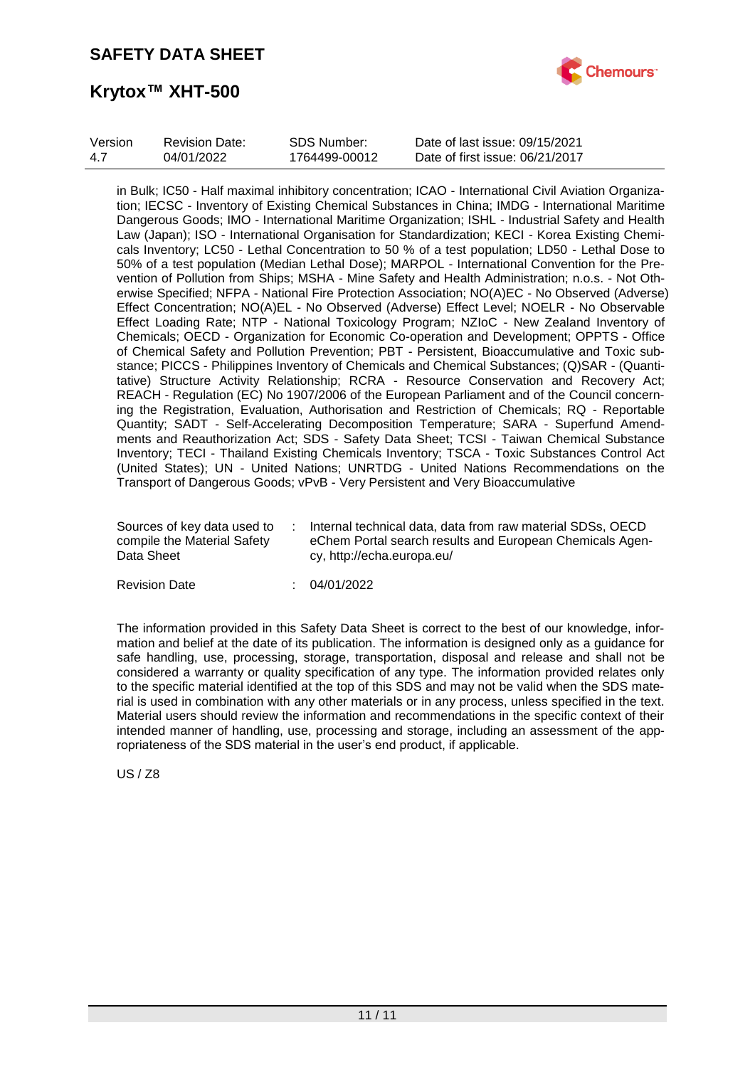in Bulk; IC50 - Half maximal inhibitory concentration; ICAO - International Civil Aviation Organization; IECSC - Inventory of Existing Chemical Substances in China; IMDG - International Maritime Dangerous Goods; IMO - International Maritime Organization; ISHL - Industrial Safety and Health Law (Japan); ISO - International Organisation for Standardization; KECI - Korea Existing Chemicals Inventory; LC50 - Lethal Concentration to 50 % of a test population; LD50 - Lethal Dose to 50% of a test population (Median Lethal Dose); MARPOL - International Convention for the Prevention of Pollution from Ships; MSHA - Mine Safety and Health Administration; n.o.s. - Not Otherwise Specified; NFPA - National Fire Protection Association; NO(A)EC - No Observed (Adverse) Effect Concentration; NO(A)EL - No Observed (Adverse) Effect Level; NOELR - No Observable Effect Loading Rate; NTP - National Toxicology Program; NZIoC - New Zealand Inventory of Chemicals; OECD - Organization for Economic Co-operation and Development; OPPTS - Office of Chemical Safety and Pollution Prevention; PBT - Persistent, Bioaccumulative and Toxic substance; PICCS - Philippines Inventory of Chemicals and Chemical Substances; (Q)SAR - (Quantitative) Structure Activity Relationship; RCRA - Resource Conservation and Recovery Act; REACH - Regulation (EC) No 1907/2006 of the European Parliament and of the Council concerning the Registration, Evaluation, Authorisation and Restriction of Chemicals; RQ - Reportable Quantity; SADT - Self-Accelerating Decomposition Temperature; SARA - Superfund Amendments and Reauthorization Act; SDS - Safety Data Sheet; TCSI - Taiwan Chemical Substance Inventory; TECI - Thailand Existing Chemicals Inventory; TSCA - Toxic Substances Control Act (United States); UN - United Nations; UNRTDG - United Nations Recommendations on the Transport of Dangerous Goods; vPvB - Very Persistent and Very Bioaccumulative

Sources of key data used to compile the Material Safety Data Sheet : Internal technical data, data from raw material SDSs, OECD eChem Portal search results and European Chemicals Agency, http://echa.europa.eu/

Revision Date : 04/01/2022

The information provided in this Safety Data Sheet is correct to the best of our knowledge, information and belief at the date of its publication. The information is designed only as a guidance for safe handling, use, processing, storage, transportation, disposal and release and shall not be considered a warranty or quality specification of any type. The information provided relates only to the specific material identified at the top of this SDS and may not be valid when the SDS material is used in combination with any other materials or in any process, unless specified in the text. Material users should review the information and recommendations in the specific context of their intended manner of handling, use, processing and storage, including an assessment of the appropriateness of the SDS material in the user's end product, if applicable.

US / Z8